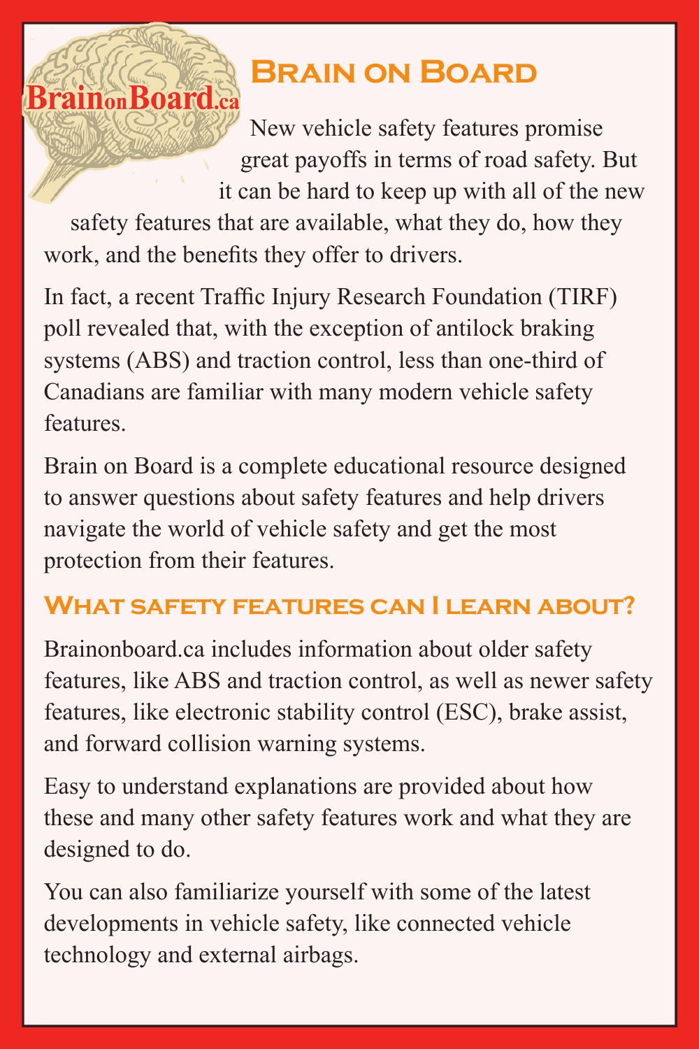# Brain on Board

New vehicle safety features promise great payoffs in terms of road safety. But it can be hard to keep up with all of the new safety features that are available, what they do, how they work, and the benefits they offer to drivers.

In fact, a recent Traffic Injury Research Foundation (TIRF) poll revealed that, with the exception of antilock braking systems (ABS) and traction control, less than one-third of Canadians are familiar with many modern vehicle safety features.

Brain on Board is a complete educational resource designed to answer questions about safety features and help drivers navigate the world of vehicle safety and get the most protection from their features.

## What safety features can I learn about?

Brainonboard.ca includes information about older safety features, like ABS and traction control, as well as newer safety features, like electronic stability control (ESC), brake assist, and forward collision warning systems.

Easy to understand explanations are provided about how these and many other safety features work and what they are designed to do.

You can also familiarize yourself with some of the latest developments in vehicle safety, like connected vehicle technology and external airbags.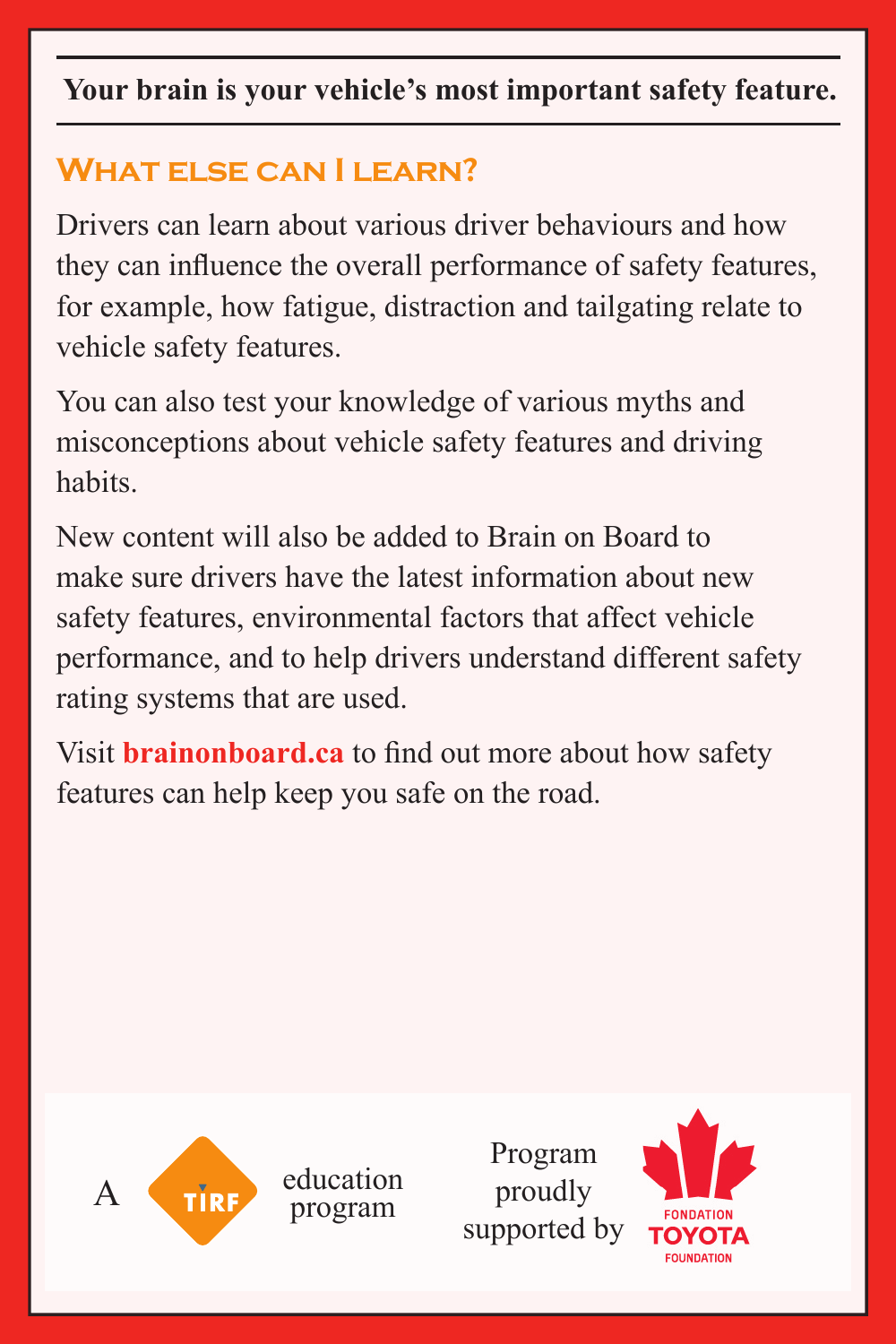**Your brain is your vehicle's most important safety feature.**

## What else can I learn?

Drivers can learn about various driver behaviours and how they can influence the overall performance of safety features, for example, how fatigue, distraction and tailgating relate to vehicle safety features.

You can also test your knowledge of various myths and misconceptions about vehicle safety features and driving habits.

New content will also be added to Brain on Board to make sure drivers have the latest information about new safety features, environmental factors that affect vehicle performance, and to help drivers understand different safety rating systems that are used.

Visit **brainonboard.ca** to find out more about how safety features can help keep you safe on the road.

A TIRF education program

Program proudly supported by FONDATION TOYOTA FOUNDATION